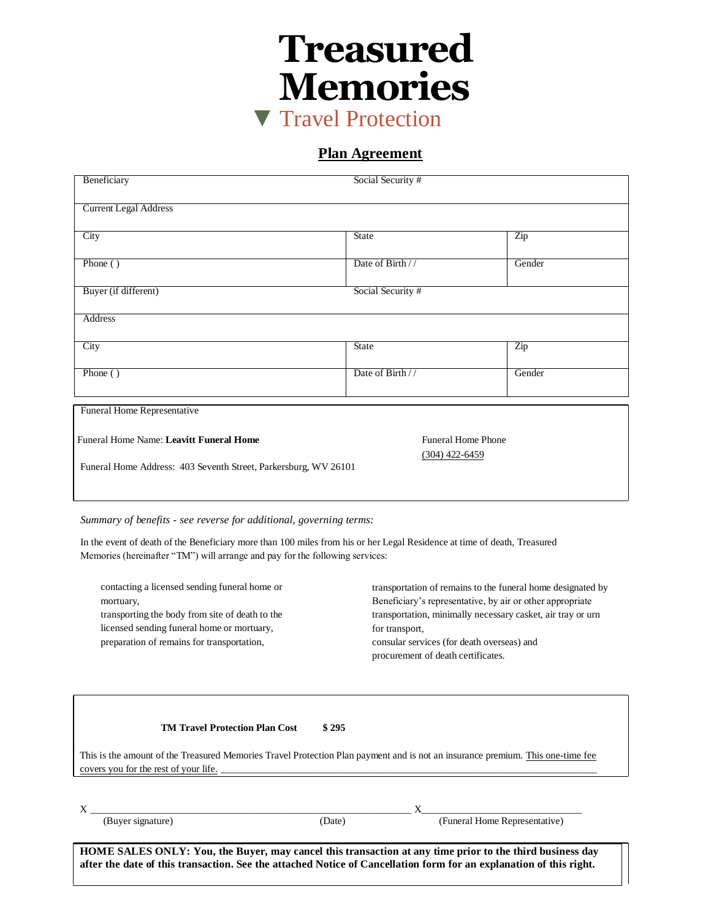# Treasured Memories

## ▼ Travel Protection

### Plan Agreement

| Beneficiary | Social Security # | |
|---|---|---|
| Current Legal Address | | |
| City | State | Zip |
| Phone ( ) | Date of Birth / / | Gender |
| Buyer (if different) | Social Security # | |
| Address | | |
| City | State | Zip |
| Phone ( ) | Date of Birth / / | Gender |

Funeral Home Representative

Funeral Home Name: **Leavitt Funeral Home**

Funeral Home Phone (304) 422-6459

Funeral Home Address: 403 Seventh Street, Parkersburg, WV 26101

*Summary of benefits - see reverse for additional, governing terms:*

In the event of death of the Beneficiary more than 100 miles from his or her Legal Residence at time of death, Treasured Memories (hereinafter "TM") will arrange and pay for the following services:

- contacting a licensed sending funeral home or mortuary,
- transporting the body from site of death to the licensed sending funeral home or mortuary,
- preparation of remains for transportation,
- transportation of remains to the funeral home designated by Beneficiary's representative, by air or other appropriate transportation, minimally necessary casket, air tray or urn for transport,
- consular services (for death overseas) and
- procurement of death certificates.

**TM Travel Protection Plan Cost** **$ 295**

This is the amount of the Treasured Memories Travel Protection Plan payment and is not an insurance premium. This one-time fee covers you for the rest of your life. ____________________

X ____________________________ (Buyer signature) (Date) X____________________________ (Funeral Home Representative)

**HOME SALES ONLY: You, the Buyer, may cancel this transaction at any time prior to the third business day after the date of this transaction. See the attached Notice of Cancellation form for an explanation of this right.**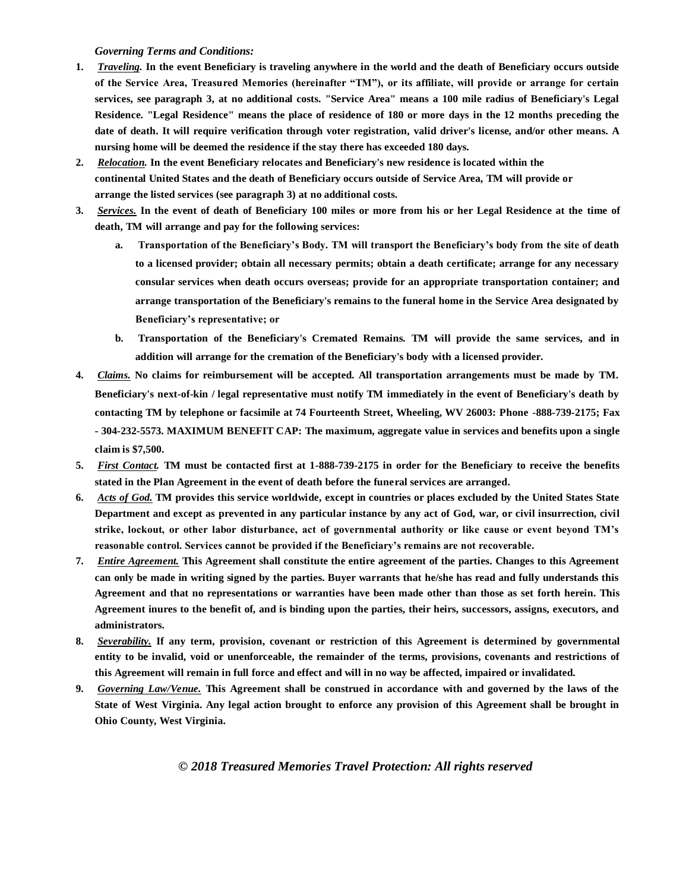*Governing Terms and Conditions:*

1. ***Traveling.*** **In the event Beneficiary is traveling anywhere in the world and the death of Beneficiary occurs outside of the Service Area, Treasured Memories (hereinafter "TM"), or its affiliate, will provide or arrange for certain services, see paragraph 3, at no additional costs. "Service Area" means a 100 mile radius of Beneficiary's Legal Residence. "Legal Residence" means the place of residence of 180 or more days in the 12 months preceding the date of death. It will require verification through voter registration, valid driver's license, and/or other means. A nursing home will be deemed the residence if the stay there has exceeded 180 days.**
2. ***Relocation.*** **In the event Beneficiary relocates and Beneficiary's new residence is located within the continental United States and the death of Beneficiary occurs outside of Service Area, TM will provide or arrange the listed services (see paragraph 3) at no additional costs.**
3. ***Services.*** **In the event of death of Beneficiary 100 miles or more from his or her Legal Residence at the time of death, TM will arrange and pay for the following services:**
   a. **Transportation of the Beneficiary's Body. TM will transport the Beneficiary's body from the site of death to a licensed provider; obtain all necessary permits; obtain a death certificate; arrange for any necessary consular services when death occurs overseas; provide for an appropriate transportation container; and arrange transportation of the Beneficiary's remains to the funeral home in the Service Area designated by Beneficiary's representative; or**
   b. **Transportation of the Beneficiary's Cremated Remains. TM will provide the same services, and in addition will arrange for the cremation of the Beneficiary's body with a licensed provider.**
4. ***Claims.*** **No claims for reimbursement will be accepted. All transportation arrangements must be made by TM. Beneficiary's next-of-kin / legal representative must notify TM immediately in the event of Beneficiary's death by contacting TM by telephone or facsimile at 74 Fourteenth Street, Wheeling, WV 26003: Phone -888-739-2175; Fax - 304-232-5573. MAXIMUM BENEFIT CAP: The maximum, aggregate value in services and benefits upon a single claim is $7,500.**
5. ***First Contact.*** **TM must be contacted first at 1-888-739-2175 in order for the Beneficiary to receive the benefits stated in the Plan Agreement in the event of death before the funeral services are arranged.**
6. ***Acts of God.*** **TM provides this service worldwide, except in countries or places excluded by the United States State Department and except as prevented in any particular instance by any act of God, war, or civil insurrection, civil strike, lockout, or other labor disturbance, act of governmental authority or like cause or event beyond TM's reasonable control. Services cannot be provided if the Beneficiary's remains are not recoverable.**
7. ***Entire Agreement.*** **This Agreement shall constitute the entire agreement of the parties. Changes to this Agreement can only be made in writing signed by the parties. Buyer warrants that he/she has read and fully understands this Agreement and that no representations or warranties have been made other than those as set forth herein. This Agreement inures to the benefit of, and is binding upon the parties, their heirs, successors, assigns, executors, and administrators.**
8. ***Severability.*** **If any term, provision, covenant or restriction of this Agreement is determined by governmental entity to be invalid, void or unenforceable, the remainder of the terms, provisions, covenants and restrictions of this Agreement will remain in full force and effect and will in no way be affected, impaired or invalidated.**
9. ***Governing Law/Venue.*** **This Agreement shall be construed in accordance with and governed by the laws of the State of West Virginia. Any legal action brought to enforce any provision of this Agreement shall be brought in Ohio County, West Virginia.**

***© 2018 Treasured Memories Travel Protection: All rights reserved***